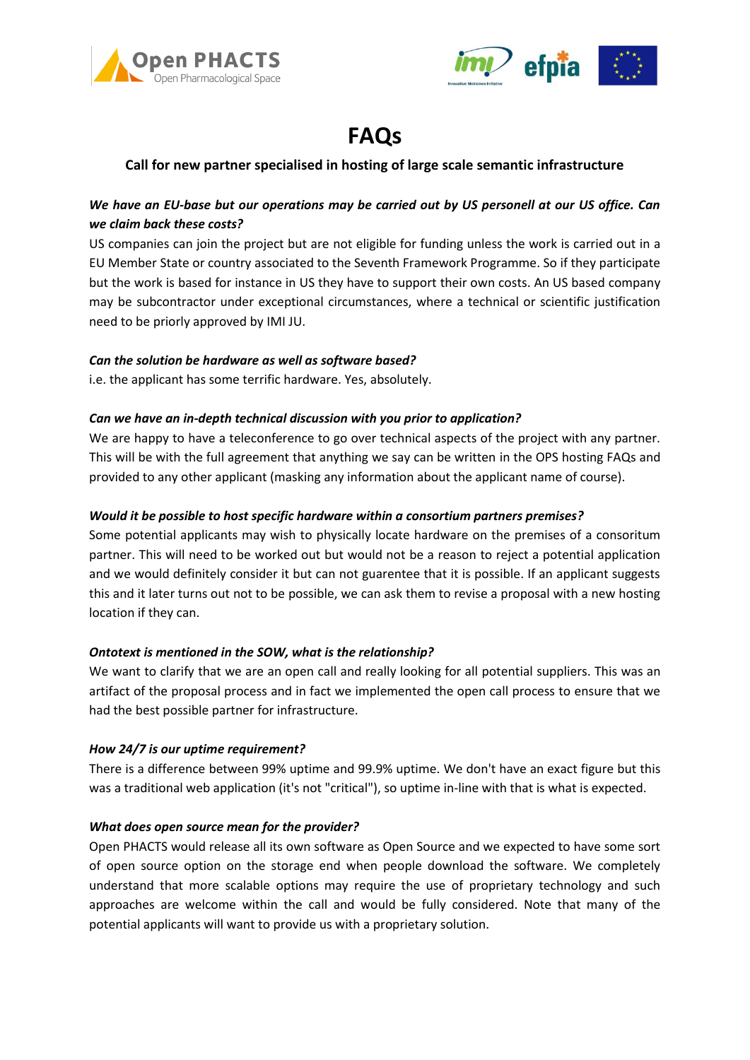# FAQs

**Call for new partner specialised in hosting of large scale semantic infrastructure**

***We have an EU-base but our operations may be carried out by US personell at our US office. Can we claim back these costs?***

US companies can join the project but are not eligible for funding unless the work is carried out in a EU Member State or country associated to the Seventh Framework Programme. So if they participate but the work is based for instance in US they have to support their own costs. An US based company may be subcontractor under exceptional circumstances, where a technical or scientific justification need to be priorly approved by IMI JU.

***Can the solution be hardware as well as software based?***

i.e. the applicant has some terrific hardware. Yes, absolutely.

***Can we have an in-depth technical discussion with you prior to application?***

We are happy to have a teleconference to go over technical aspects of the project with any partner. This will be with the full agreement that anything we say can be written in the OPS hosting FAQs and provided to any other applicant (masking any information about the applicant name of course).

***Would it be possible to host specific hardware within a consortium partners premises?***

Some potential applicants may wish to physically locate hardware on the premises of a consortium partner. This will need to be worked out but would not be a reason to reject a potential application and we would definitely consider it but can not guarentee that it is possible. If an applicant suggests this and it later turns out not to be possible, we can ask them to revise a proposal with a new hosting location if they can.

***Ontotext is mentioned in the SOW, what is the relationship?***

We want to clarify that we are an open call and really looking for all potential suppliers. This was an artifact of the proposal process and in fact we implemented the open call process to ensure that we had the best possible partner for infrastructure.

***How 24/7 is our uptime requirement?***

There is a difference between 99% uptime and 99.9% uptime. We don't have an exact figure but this was a traditional web application (it's not "critical"), so uptime in-line with that is what is expected.

***What does open source mean for the provider?***

Open PHACTS would release all its own software as Open Source and we expected to have some sort of open source option on the storage end when people download the software. We completely understand that more scalable options may require the use of proprietary technology and such approaches are welcome within the call and would be fully considered. Note that many of the potential applicants will want to provide us with a proprietary solution.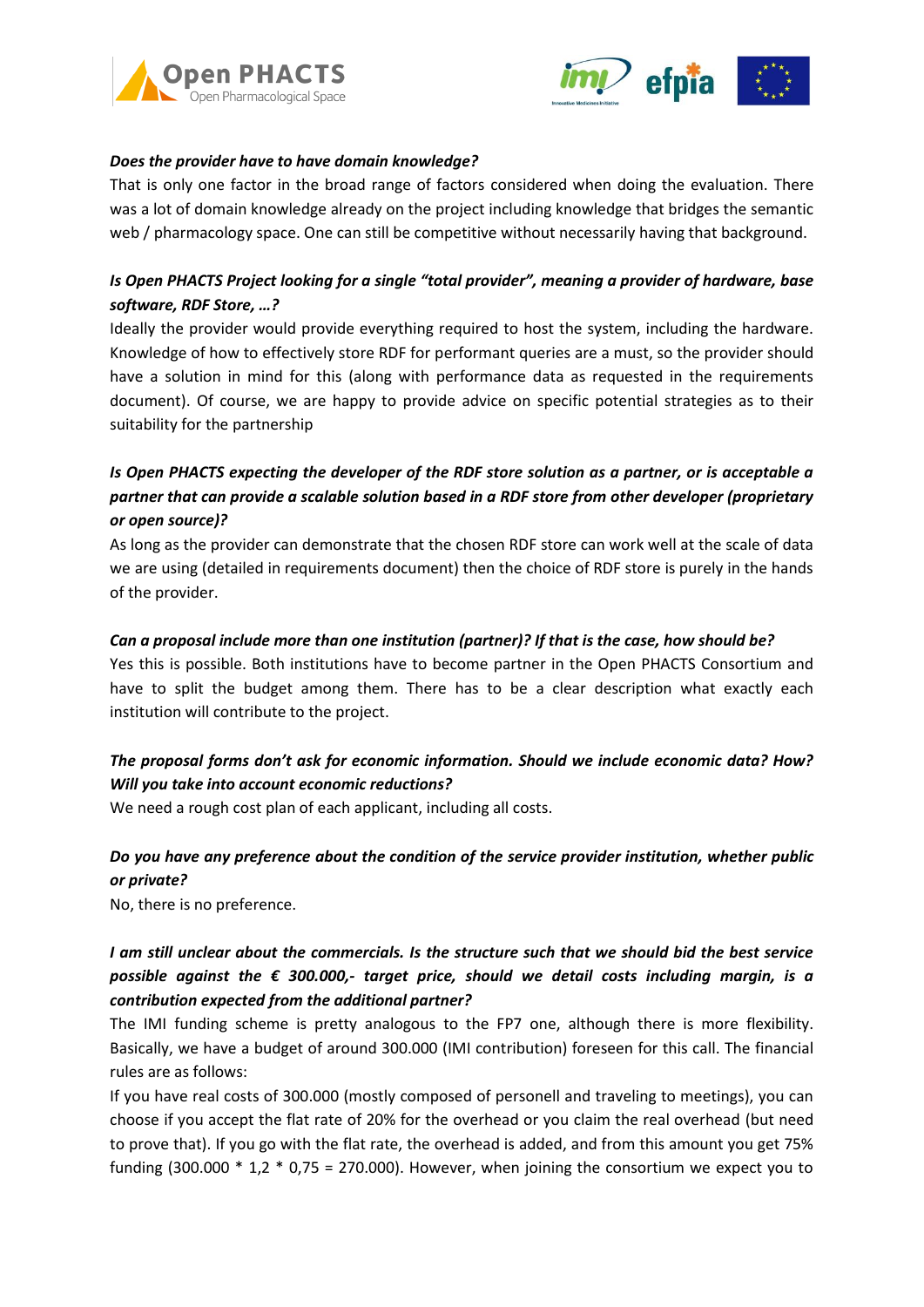***Does the provider have to have domain knowledge?***

That is only one factor in the broad range of factors considered when doing the evaluation. There was a lot of domain knowledge already on the project including knowledge that bridges the semantic web / pharmacology space. One can still be competitive without necessarily having that background.

***Is Open PHACTS Project looking for a single "total provider", meaning a provider of hardware, base software, RDF Store, …?***

Ideally the provider would provide everything required to host the system, including the hardware. Knowledge of how to effectively store RDF for performant queries are a must, so the provider should have a solution in mind for this (along with performance data as requested in the requirements document). Of course, we are happy to provide advice on specific potential strategies as to their suitability for the partnership

***Is Open PHACTS expecting the developer of the RDF store solution as a partner, or is acceptable a partner that can provide a scalable solution based in a RDF store from other developer (proprietary or open source)?***

As long as the provider can demonstrate that the chosen RDF store can work well at the scale of data we are using (detailed in requirements document) then the choice of RDF store is purely in the hands of the provider.

***Can a proposal include more than one institution (partner)? If that is the case, how should be?***

Yes this is possible. Both institutions have to become partner in the Open PHACTS Consortium and have to split the budget among them. There has to be a clear description what exactly each institution will contribute to the project.

***The proposal forms don't ask for economic information. Should we include economic data? How? Will you take into account economic reductions?***

We need a rough cost plan of each applicant, including all costs.

***Do you have any preference about the condition of the service provider institution, whether public or private?***

No, there is no preference.

***I am still unclear about the commercials. Is the structure such that we should bid the best service possible against the € 300.000,- target price, should we detail costs including margin, is a contribution expected from the additional partner?***

The IMI funding scheme is pretty analogous to the FP7 one, although there is more flexibility. Basically, we have a budget of around 300.000 (IMI contribution) foreseen for this call. The financial rules are as follows:

If you have real costs of 300.000 (mostly composed of personell and traveling to meetings), you can choose if you accept the flat rate of 20% for the overhead or you claim the real overhead (but need to prove that). If you go with the flat rate, the overhead is added, and from this amount you get 75% funding (300.000 * 1,2 * 0,75 = 270.000). However, when joining the consortium we expect you to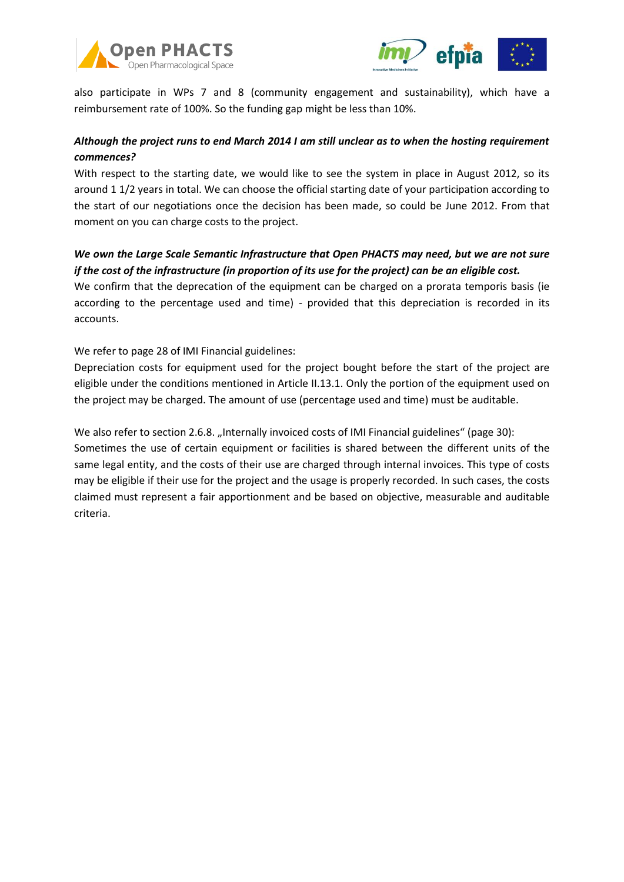also participate in WPs 7 and 8 (community engagement and sustainability), which have a reimbursement rate of 100%. So the funding gap might be less than 10%.

***Although the project runs to end March 2014 I am still unclear as to when the hosting requirement commences?***

With respect to the starting date, we would like to see the system in place in August 2012, so its around 1 1/2 years in total. We can choose the official starting date of your participation according to the start of our negotiations once the decision has been made, so could be June 2012. From that moment on you can charge costs to the project.

***We own the Large Scale Semantic Infrastructure that Open PHACTS may need, but we are not sure if the cost of the infrastructure (in proportion of its use for the project) can be an eligible cost.***

We confirm that the deprecation of the equipment can be charged on a prorata temporis basis (ie according to the percentage used and time) - provided that this depreciation is recorded in its accounts.

We refer to page 28 of IMI Financial guidelines:

Depreciation costs for equipment used for the project bought before the start of the project are eligible under the conditions mentioned in Article II.13.1. Only the portion of the equipment used on the project may be charged. The amount of use (percentage used and time) must be auditable.

We also refer to section 2.6.8. „Internally invoiced costs of IMI Financial guidelines" (page 30):

Sometimes the use of certain equipment or facilities is shared between the different units of the same legal entity, and the costs of their use are charged through internal invoices. This type of costs may be eligible if their use for the project and the usage is properly recorded. In such cases, the costs claimed must represent a fair apportionment and be based on objective, measurable and auditable criteria.